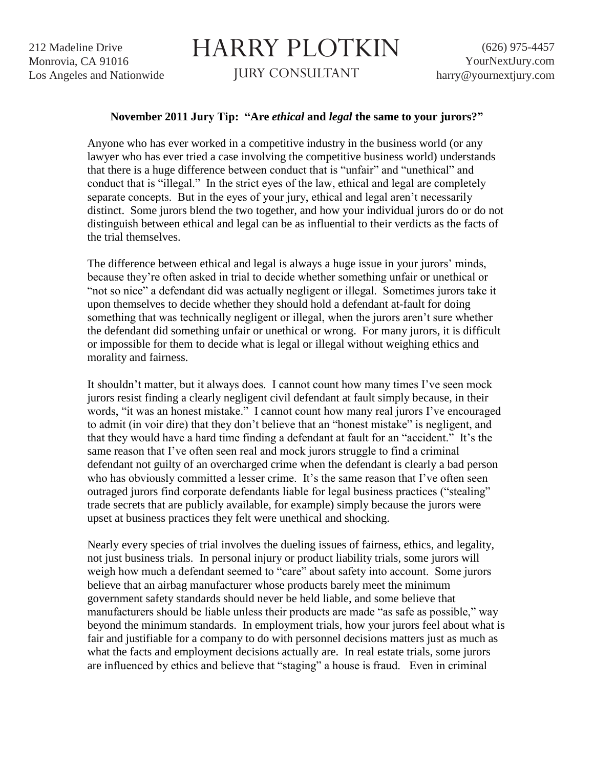212 Madeline Drive
Monrovia, CA 91016
Los Angeles and Nationwide

# HARRY PLOTKIN

JURY CONSULTANT

(626) 975-4457
YourNextJury.com
harry@yournextjury.com

**November 2011 Jury Tip: "Are *ethical* and *legal* the same to your jurors?"**

Anyone who has ever worked in a competitive industry in the business world (or any lawyer who has ever tried a case involving the competitive business world) understands that there is a huge difference between conduct that is "unfair" and "unethical" and conduct that is "illegal." In the strict eyes of the law, ethical and legal are completely separate concepts. But in the eyes of your jury, ethical and legal aren't necessarily distinct. Some jurors blend the two together, and how your individual jurors do or do not distinguish between ethical and legal can be as influential to their verdicts as the facts of the trial themselves.

The difference between ethical and legal is always a huge issue in your jurors' minds, because they're often asked in trial to decide whether something unfair or unethical or "not so nice" a defendant did was actually negligent or illegal. Sometimes jurors take it upon themselves to decide whether they should hold a defendant at-fault for doing something that was technically negligent or illegal, when the jurors aren't sure whether the defendant did something unfair or unethical or wrong. For many jurors, it is difficult or impossible for them to decide what is legal or illegal without weighing ethics and morality and fairness.

It shouldn't matter, but it always does. I cannot count how many times I've seen mock jurors resist finding a clearly negligent civil defendant at fault simply because, in their words, "it was an honest mistake." I cannot count how many real jurors I've encouraged to admit (in voir dire) that they don't believe that an "honest mistake" is negligent, and that they would have a hard time finding a defendant at fault for an "accident." It's the same reason that I've often seen real and mock jurors struggle to find a criminal defendant not guilty of an overcharged crime when the defendant is clearly a bad person who has obviously committed a lesser crime. It's the same reason that I've often seen outraged jurors find corporate defendants liable for legal business practices ("stealing" trade secrets that are publicly available, for example) simply because the jurors were upset at business practices they felt were unethical and shocking.

Nearly every species of trial involves the dueling issues of fairness, ethics, and legality, not just business trials. In personal injury or product liability trials, some jurors will weigh how much a defendant seemed to "care" about safety into account. Some jurors believe that an airbag manufacturer whose products barely meet the minimum government safety standards should never be held liable, and some believe that manufacturers should be liable unless their products are made "as safe as possible," way beyond the minimum standards. In employment trials, how your jurors feel about what is fair and justifiable for a company to do with personnel decisions matters just as much as what the facts and employment decisions actually are. In real estate trials, some jurors are influenced by ethics and believe that "staging" a house is fraud. Even in criminal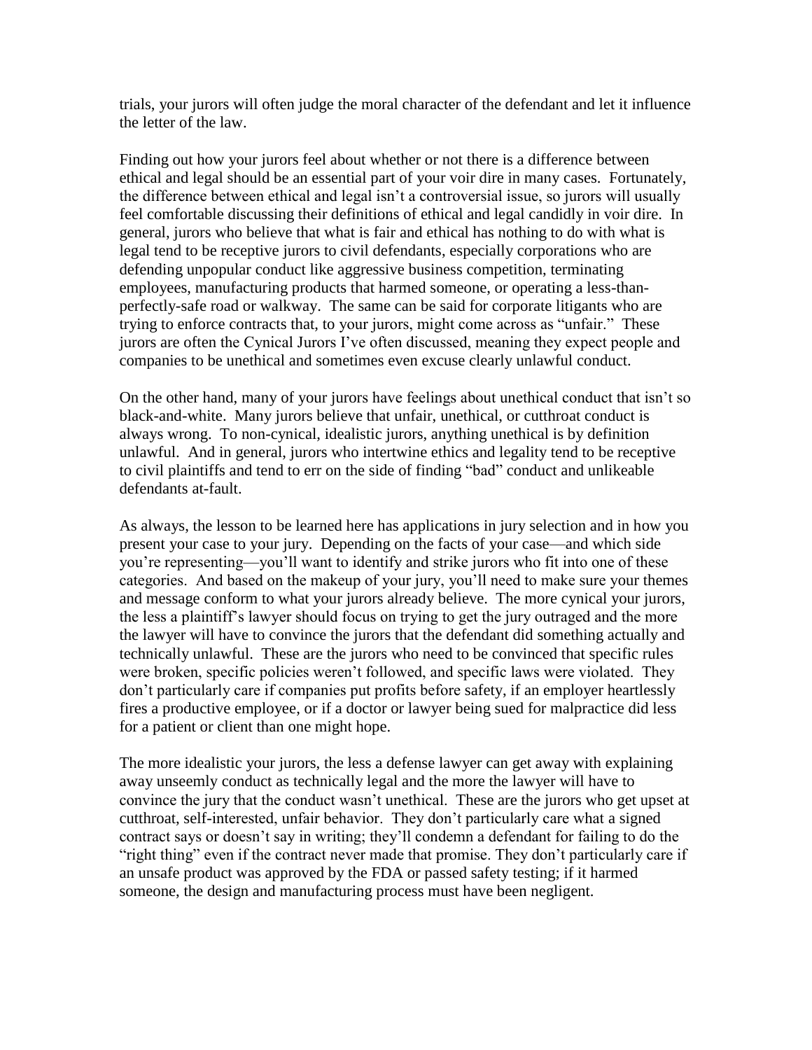trials, your jurors will often judge the moral character of the defendant and let it influence the letter of the law.

Finding out how your jurors feel about whether or not there is a difference between ethical and legal should be an essential part of your voir dire in many cases. Fortunately, the difference between ethical and legal isn't a controversial issue, so jurors will usually feel comfortable discussing their definitions of ethical and legal candidly in voir dire. In general, jurors who believe that what is fair and ethical has nothing to do with what is legal tend to be receptive jurors to civil defendants, especially corporations who are defending unpopular conduct like aggressive business competition, terminating employees, manufacturing products that harmed someone, or operating a less-than-perfectly-safe road or walkway. The same can be said for corporate litigants who are trying to enforce contracts that, to your jurors, might come across as "unfair." These jurors are often the Cynical Jurors I've often discussed, meaning they expect people and companies to be unethical and sometimes even excuse clearly unlawful conduct.

On the other hand, many of your jurors have feelings about unethical conduct that isn't so black-and-white. Many jurors believe that unfair, unethical, or cutthroat conduct is always wrong. To non-cynical, idealistic jurors, anything unethical is by definition unlawful. And in general, jurors who intertwine ethics and legality tend to be receptive to civil plaintiffs and tend to err on the side of finding "bad" conduct and unlikeable defendants at-fault.

As always, the lesson to be learned here has applications in jury selection and in how you present your case to your jury. Depending on the facts of your case—and which side you're representing—you'll want to identify and strike jurors who fit into one of these categories. And based on the makeup of your jury, you'll need to make sure your themes and message conform to what your jurors already believe. The more cynical your jurors, the less a plaintiff's lawyer should focus on trying to get the jury outraged and the more the lawyer will have to convince the jurors that the defendant did something actually and technically unlawful. These are the jurors who need to be convinced that specific rules were broken, specific policies weren't followed, and specific laws were violated. They don't particularly care if companies put profits before safety, if an employer heartlessly fires a productive employee, or if a doctor or lawyer being sued for malpractice did less for a patient or client than one might hope.

The more idealistic your jurors, the less a defense lawyer can get away with explaining away unseemly conduct as technically legal and the more the lawyer will have to convince the jury that the conduct wasn't unethical. These are the jurors who get upset at cutthroat, self-interested, unfair behavior. They don't particularly care what a signed contract says or doesn't say in writing; they'll condemn a defendant for failing to do the "right thing" even if the contract never made that promise. They don't particularly care if an unsafe product was approved by the FDA or passed safety testing; if it harmed someone, the design and manufacturing process must have been negligent.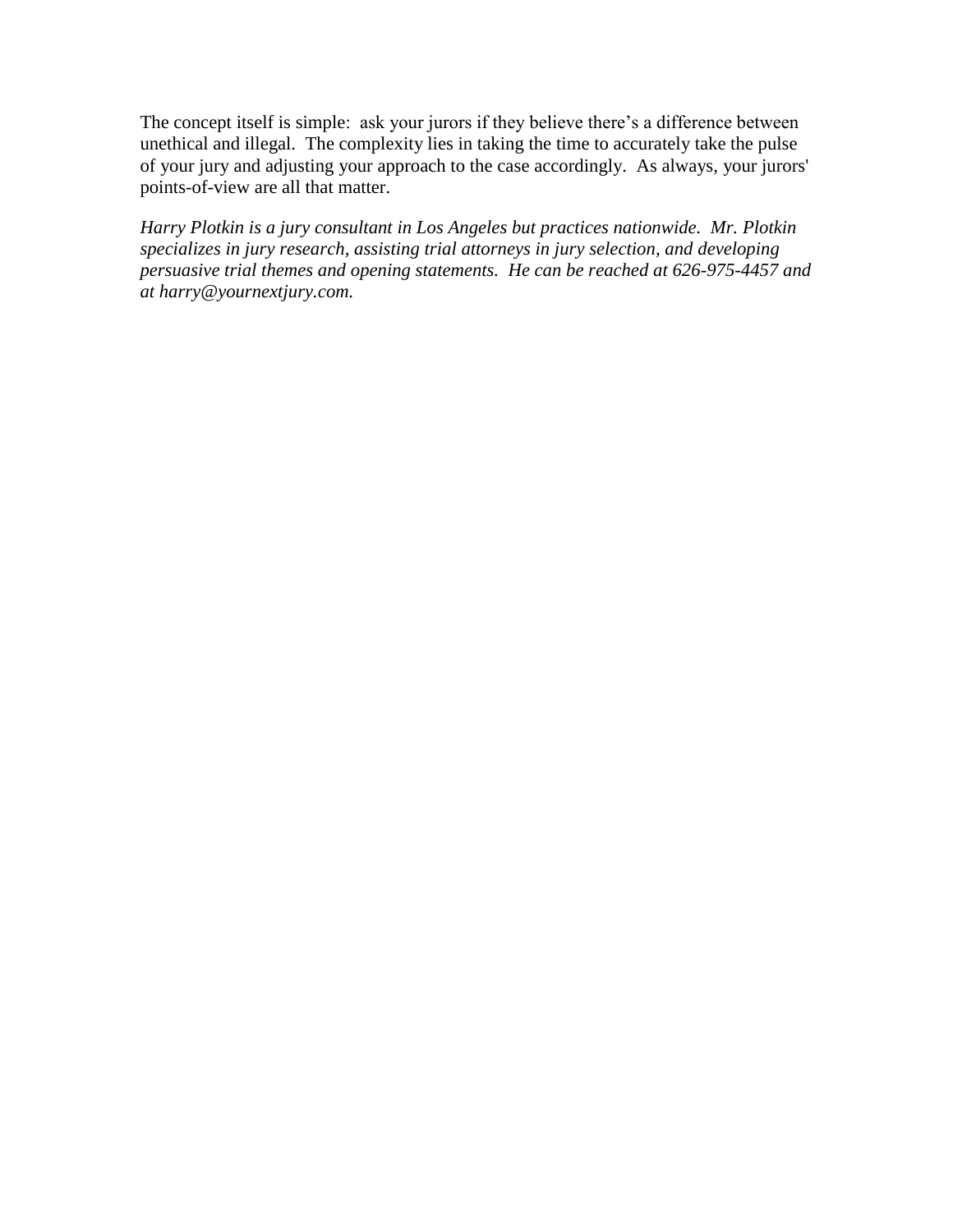The concept itself is simple:  ask your jurors if they believe there's a difference between unethical and illegal.  The complexity lies in taking the time to accurately take the pulse of your jury and adjusting your approach to the case accordingly.  As always, your jurors' points-of-view are all that matter.

*Harry Plotkin is a jury consultant in Los Angeles but practices nationwide.  Mr. Plotkin specializes in jury research, assisting trial attorneys in jury selection, and developing persuasive trial themes and opening statements.  He can be reached at 626-975-4457 and at harry@yournextjury.com.*